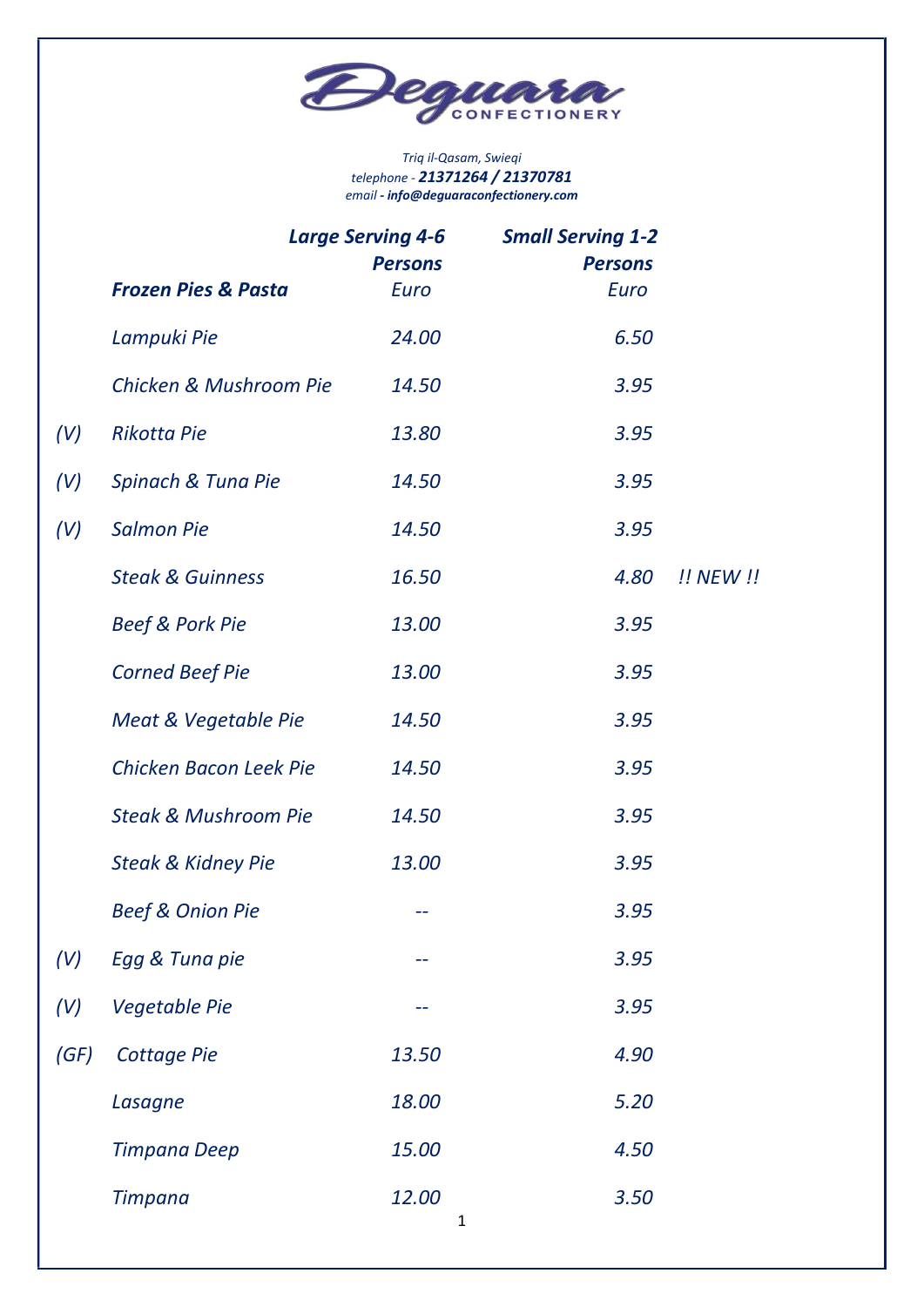# Deguara Confectionery

*Triq il-Qasam, Swieqi*
*telephone - **21371264 / 21370781***
*email - **info@deguaraconfectionery.com***

| | ***Frozen Pies & Pasta*** | ***Large Serving 4-6 Persons*** *Euro* | ***Small Serving 1-2 Persons*** *Euro* | |
|---|---|---|---|---|
| | *Lampuki Pie* | *24.00* | *6.50* | |
| | *Chicken & Mushroom Pie* | *14.50* | *3.95* | |
| *(V)* | *Rikotta Pie* | *13.80* | *3.95* | |
| *(V)* | *Spinach & Tuna Pie* | *14.50* | *3.95* | |
| *(V)* | *Salmon Pie* | *14.50* | *3.95* | |
| | *Steak & Guinness* | *16.50* | *4.80* | *!! NEW !!* |
| | *Beef & Pork Pie* | *13.00* | *3.95* | |
| | *Corned Beef Pie* | *13.00* | *3.95* | |
| | *Meat & Vegetable Pie* | *14.50* | *3.95* | |
| | *Chicken Bacon Leek Pie* | *14.50* | *3.95* | |
| | *Steak & Mushroom Pie* | *14.50* | *3.95* | |
| | *Steak & Kidney Pie* | *13.00* | *3.95* | |
| | *Beef & Onion Pie* | *--* | *3.95* | |
| *(V)* | *Egg & Tuna pie* | *--* | *3.95* | |
| *(V)* | *Vegetable Pie* | *--* | *3.95* | |
| *(GF)* | *Cottage Pie* | *13.50* | *4.90* | |
| | *Lasagne* | *18.00* | *5.20* | |
| | *Timpana Deep* | *15.00* | *4.50* | |
| | *Timpana* | *12.00* | *3.50* | |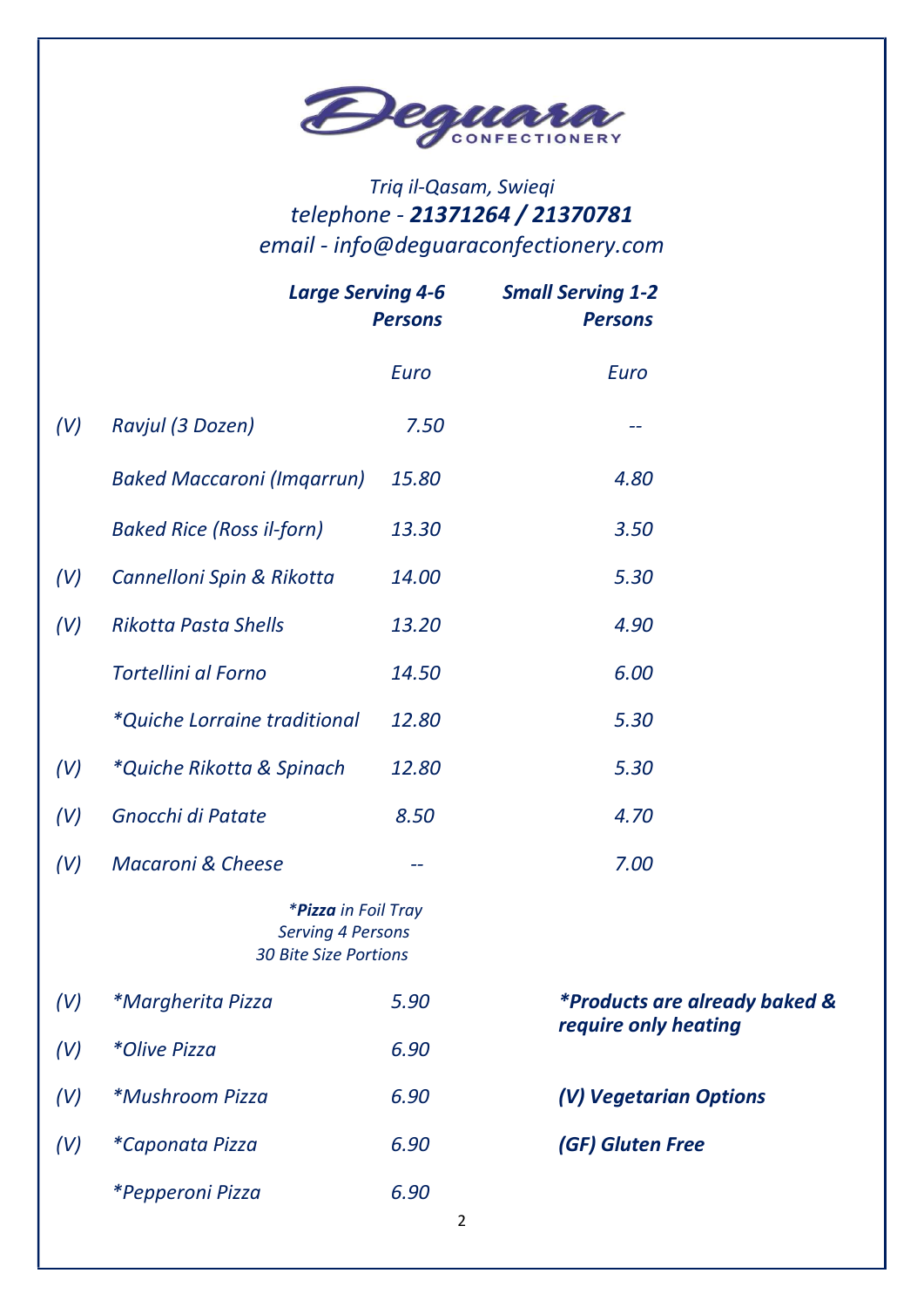# Deguara Confectionery

*Triq il-Qasam, Swieqi*
*telephone - **21371264 / 21370781***
*email - info@deguaraconfectionery.com*

| | | Large Serving 4-6 Persons | Small Serving 1-2 Persons |
|---|---|---|---|
| | | Euro | Euro |
| (V) | Ravjul (3 Dozen) | 7.50 | -- |
| | Baked Maccaroni (Imqarrun) | 15.80 | 4.80 |
| | Baked Rice (Ross il-forn) | 13.30 | 3.50 |
| (V) | Cannelloni Spin & Rikotta | 14.00 | 5.30 |
| (V) | Rikotta Pasta Shells | 13.20 | 4.90 |
| | Tortellini al Forno | 14.50 | 6.00 |
| | *Quiche Lorraine traditional | 12.80 | 5.30 |
| (V) | *Quiche Rikotta & Spinach | 12.80 | 5.30 |
| (V) | Gnocchi di Patate | 8.50 | 4.70 |
| (V) | Macaroni & Cheese | -- | 7.00 |

**Pizza* in Foil Tray
Serving 4 Persons
30 Bite Size Portions

| | | Euro |
|---|---|---|
| (V) | *Margherita Pizza | 5.90 |
| (V) | *Olive Pizza | 6.90 |
| (V) | *Mushroom Pizza | 6.90 |
| (V) | *Caponata Pizza | 6.90 |
| | *Pepperoni Pizza | 6.90 |

***Products are already baked & require only heating***

**(V) Vegetarian Options**

**(GF) Gluten Free**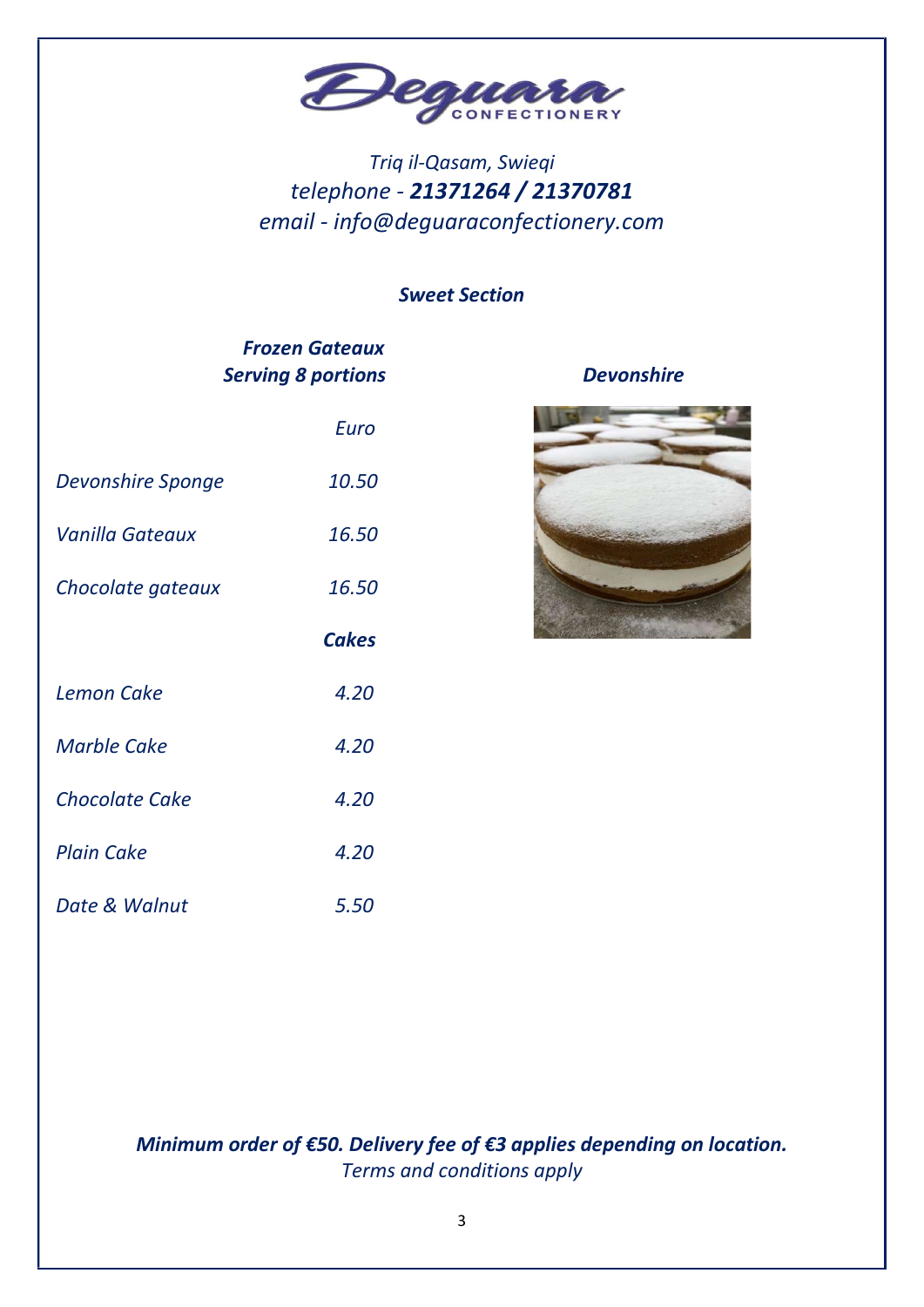# Deguara Confectionery

*Triq il-Qasam, Swieqi*
*telephone - **21371264 / 21370781***
*email - info@deguaraconfectionery.com*

## *Sweet Section*

### *Frozen Gateaux Serving 8 portions*

| | Euro |
|---|---|
| *Devonshire Sponge* | *10.50* |
| *Vanilla Gateaux* | *16.50* |
| *Chocolate gateaux* | *16.50* |

### *Cakes*

| | |
|---|---|
| *Lemon Cake* | *4.20* |
| *Marble Cake* | *4.20* |
| *Chocolate Cake* | *4.20* |
| *Plain Cake* | *4.20* |
| *Date & Walnut* | *5.50* |

***Devonshire***

***Minimum order of €50. Delivery fee of €3 applies depending on location.***
*Terms and conditions apply*